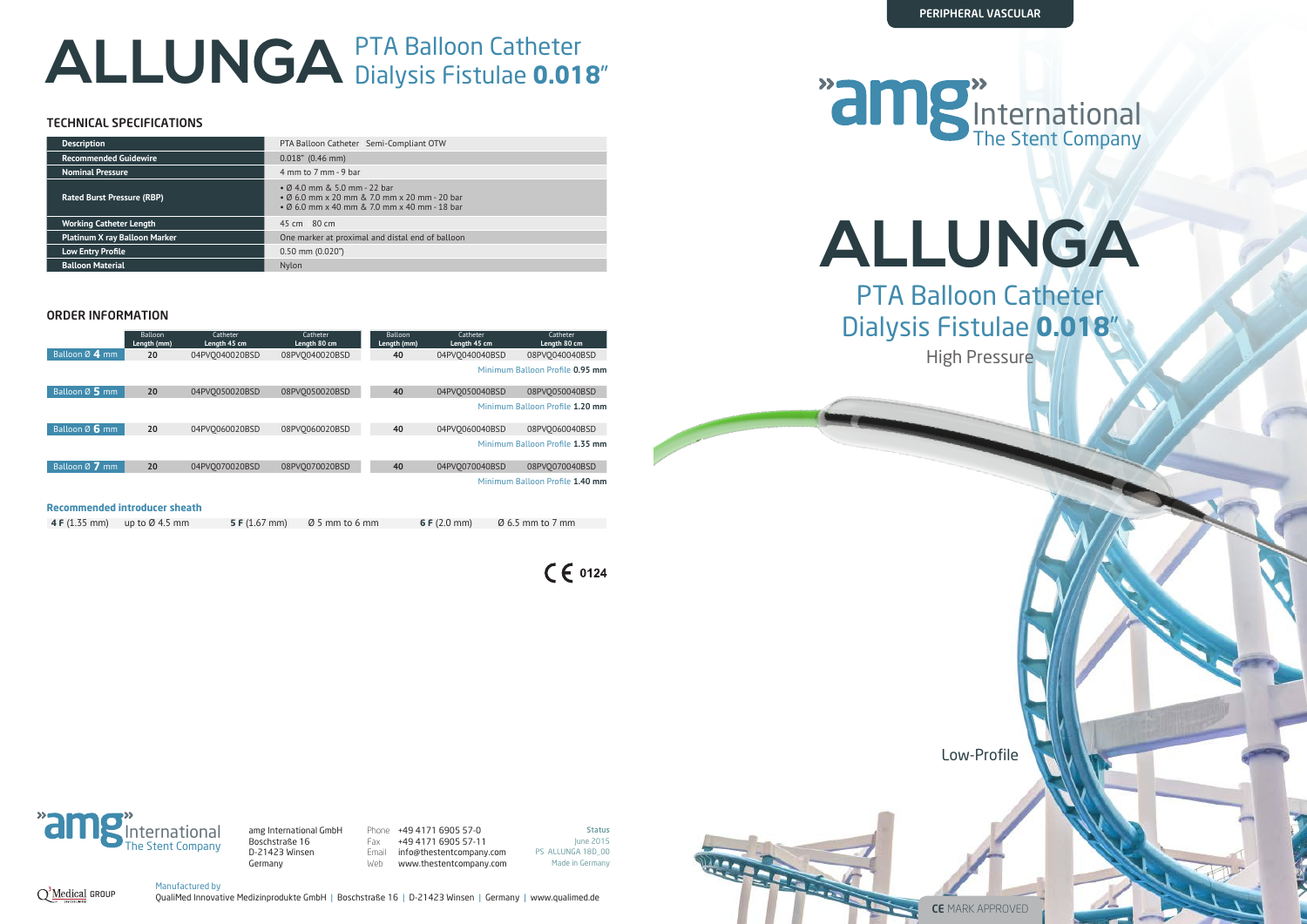# ALLUNGA PTA Balloon Catheter Dialysis Fistulae **0.018"**

## TECHNICAL SPECIFICATIONS

| Description | PTA Balloon Catheter Semi-Compliant OTW |
|---|---|
| Recommended Guidewire | 0.018" (0.46 mm) |
| Nominal Pressure | 4 mm to 7 mm - 9 bar |
| Rated Burst Pressure (RBP) | • Ø 4.0 mm & 5.0 mm - 22 bar<br>• Ø 6.0 mm x 20 mm & 7.0 mm x 20 mm - 20 bar<br>• Ø 6.0 mm x 40 mm & 7.0 mm x 40 mm - 18 bar |
| Working Catheter Length | 45 cm 80 cm |
| Platinum X ray Balloon Marker | One marker at proximal and distal end of balloon |
| Low Entry Profile | 0.50 mm (0.020") |
| Balloon Material | Nylon |

## ORDER INFORMATION

| | Balloon Length (mm) | Catheter Length 45 cm | Catheter Length 80 cm | Balloon Length (mm) | Catheter Length 45 cm | Catheter Length 80 cm |
|---|---|---|---|---|---|---|
| Balloon Ø **4** mm | 20 | 04PVQ040020BSD | 08PVQ040020BSD | 40 | 04PVQ040040BSD | 08PVQ040040BSD |
| | | | | | | Minimum Balloon Profile **0.95 mm** |
| Balloon Ø **5** mm | 20 | 04PVQ050020BSD | 08PVQ050020BSD | 40 | 04PVQ050040BSD | 08PVQ050040BSD |
| | | | | | | Minimum Balloon Profile **1.20 mm** |
| Balloon Ø **6** mm | 20 | 04PVQ060020BSD | 08PVQ060020BSD | 40 | 04PVQ060040BSD | 08PVQ060040BSD |
| | | | | | | Minimum Balloon Profile **1.35 mm** |
| Balloon Ø **7** mm | 20 | 04PVQ070020BSD | 08PVQ070020BSD | 40 | 04PVQ070040BSD | 08PVQ070040BSD |
| | | | | | | Minimum Balloon Profile **1.40 mm** |

**Recommended introducer sheath**

| **4 F** (1.35 mm) | up to Ø 4.5 mm | **5 F** (1.67 mm) | Ø 5 mm to 6 mm | **6 F** (2.0 mm) | Ø 6.5 mm to 7 mm |
|---|---|---|---|---|---|

CE 0124

amg International The Stent Company

amg International GmbH
Boschstraße 16
D-21423 Winsen
Germany

Phone +49 4171 6905 57-0
Fax +49 4171 6905 57-11
Email info@thestentcompany.com
Web www.thestentcompany.com

**Status**
June 2015
PS_ALLUNGA 18D_00
Made in Germany

Q3 Medical GROUP

Manufactured by
QualiMed Innovative Medizinprodukte GmbH | Boschstraße 16 | D-21423 Winsen | Germany | www.qualimed.de

PERIPHERAL VASCULAR

amg International The Stent Company

# ALLUNGA

## PTA Balloon Catheter Dialysis Fistulae **0.018"**

High Pressure

Low-Profile

**CE** MARK APPROVED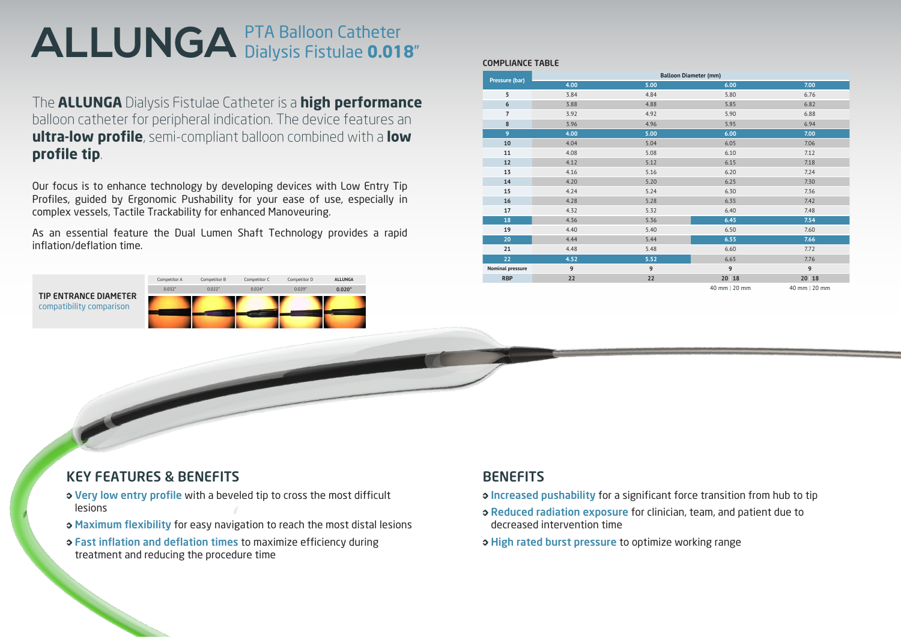# ALLUNGA PTA Balloon Catheter Dialysis Fistulae **0.018"**

The **ALLUNGA** Dialysis Fistulae Catheter is a **high performance** balloon catheter for peripheral indication. The device features an **ultra-low profile**, semi-compliant balloon combined with a **low profile tip**.

Our focus is to enhance technology by developing devices with Low Entry Tip Profiles, guided by Ergonomic Pushability for your ease of use, especially in complex vessels, Tactile Trackability for enhanced Manoveuring.

As an essential feature the Dual Lumen Shaft Technology provides a rapid inflation/deflation time.

**TIP ENTRANCE DIAMETER**
compatibility comparison

| Competitor A | Competitor B | Competitor C | Competitor D | ALLUNGA |
|---|---|---|---|---|
| 0.032" | 0.022" | 0.024" | 0.029" | **0.020"** |

## COMPLIANCE TABLE

| Pressure (bar) | Balloon Diameter (mm) | | | |
|---|---|---|---|---|
| | 4.00 | 5.00 | 6.00 | 7.00 |
| 5 | 3.84 | 4.84 | 5.80 | 6.76 |
| 6 | 3.88 | 4.88 | 5.85 | 6.82 |
| 7 | 3.92 | 4.92 | 5.90 | 6.88 |
| 8 | 3.96 | 4.96 | 5.95 | 6.94 |
| 9 | 4.00 | 5.00 | 6.00 | 7.00 |
| 10 | 4.04 | 5.04 | 6.05 | 7.06 |
| 11 | 4.08 | 5.08 | 6.10 | 7.12 |
| 12 | 4.12 | 5.12 | 6.15 | 7.18 |
| 13 | 4.16 | 5.16 | 6.20 | 7.24 |
| 14 | 4.20 | 5.20 | 6.25 | 7.30 |
| 15 | 4.24 | 5.24 | 6.30 | 7.36 |
| 16 | 4.28 | 5.28 | 6.35 | 7.42 |
| 17 | 4.32 | 5.32 | 6.40 | 7.48 |
| 18 | 4.36 | 5.36 | 6.45 | 7.54 |
| 19 | 4.40 | 5.40 | 6.50 | 7.60 |
| 20 | 4.44 | 5.44 | 6.55 | 7.66 |
| 21 | 4.48 | 5.48 | 6.60 | 7.72 |
| 22 | 4.52 | 5.52 | 6.65 | 7.76 |
| Nominal pressure | 9 | 9 | 9 | 9 |
| RBP | 22 | 22 | 20 \| 18 | 20 \| 18 |
| | | | 40 mm \| 20 mm | 40 mm \| 20 mm |

## KEY FEATURES & BENEFITS

- **Very low entry profile** with a beveled tip to cross the most difficult lesions
- **Maximum flexibility** for easy navigation to reach the most distal lesions
- **Fast inflation and deflation times** to maximize efficiency during treatment and reducing the procedure time

## BENEFITS

- **Increased pushability** for a significant force transition from hub to tip
- **Reduced radiation exposure** for clinician, team, and patient due to decreased intervention time
- **High rated burst pressure** to optimize working range